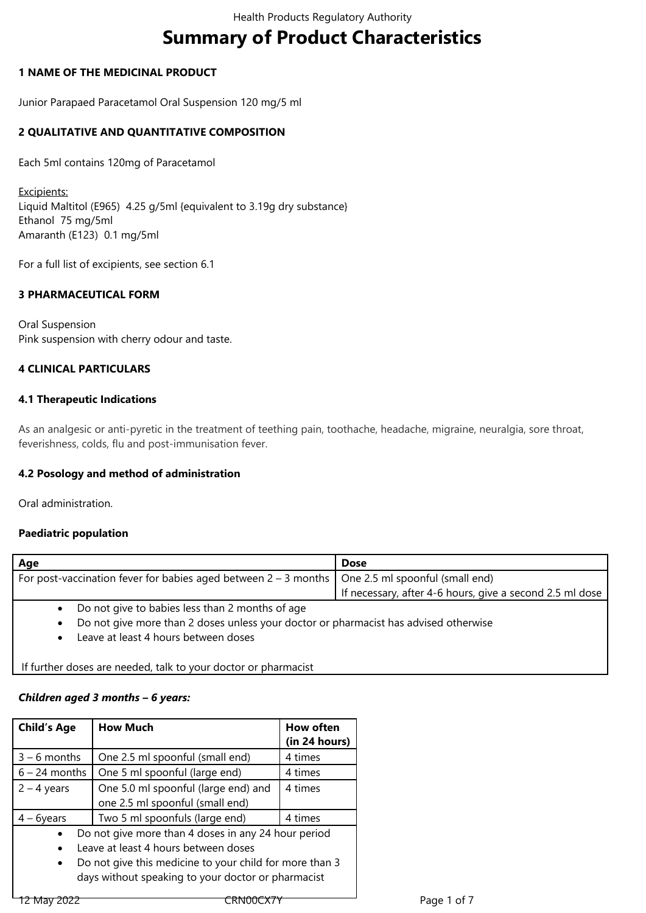# Summary of Product Characteristics

## 1 NAME OF THE MEDICINAL PRODUCT

Junior Parapaed Paracetamol Oral Suspension 120 mg/5 ml

## 2 QUALITATIVE AND QUANTITATIVE COMPOSITION

Each 5ml contains 120mg of Paracetamol

Excipients:
Liquid Maltitol (E965) 4.25 g/5ml {equivalent to 3.19g dry substance}
Ethanol 75 mg/5ml
Amaranth (E123) 0.1 mg/5ml

For a full list of excipients, see section 6.1

## 3 PHARMACEUTICAL FORM

Oral Suspension
Pink suspension with cherry odour and taste.

## 4 CLINICAL PARTICULARS

### 4.1 Therapeutic Indications

As an analgesic or anti-pyretic in the treatment of teething pain, toothache, headache, migraine, neuralgia, sore throat, feverishness, colds, flu and post-immunisation fever.

### 4.2 Posology and method of administration

Oral administration.

**Paediatric population**

| Age | Dose |
|---|---|
| For post-vaccination fever for babies aged between 2 – 3 months | One 2.5 ml spoonful (small end)<br>If necessary, after 4-6 hours, give a second 2.5 ml dose |

- Do not give to babies less than 2 months of age
- Do not give more than 2 doses unless your doctor or pharmacist has advised otherwise
- Leave at least 4 hours between doses

If further doses are needed, talk to your doctor or pharmacist

***Children aged 3 months – 6 years:***

| Child's Age | How Much | How often (in 24 hours) |
|---|---|---|
| 3 – 6 months | One 2.5 ml spoonful (small end) | 4 times |
| 6 – 24 months | One 5 ml spoonful (large end) | 4 times |
| 2 – 4 years | One 5.0 ml spoonful (large end) and one 2.5 ml spoonful (small end) | 4 times |
| 4 – 6years | Two 5 ml spoonfuls (large end) | 4 times |

- Do not give more than 4 doses in any 24 hour period
- Leave at least 4 hours between doses
- Do not give this medicine to your child for more than 3 days without speaking to your doctor or pharmacist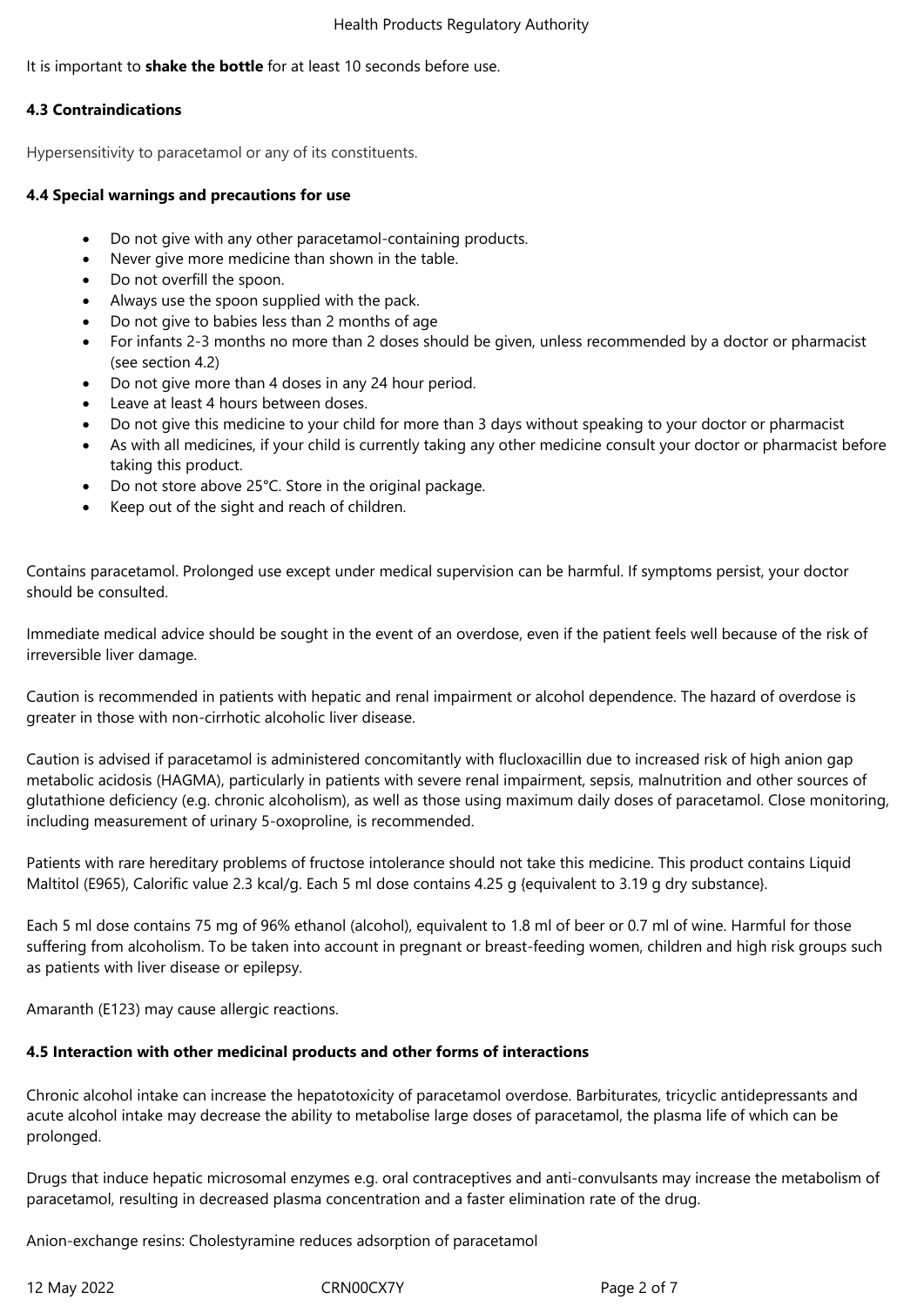It is important to **shake the bottle** for at least 10 seconds before use.

### 4.3 Contraindications

Hypersensitivity to paracetamol or any of its constituents.

### 4.4 Special warnings and precautions for use

- Do not give with any other paracetamol-containing products.
- Never give more medicine than shown in the table.
- Do not overfill the spoon.
- Always use the spoon supplied with the pack.
- Do not give to babies less than 2 months of age
- For infants 2-3 months no more than 2 doses should be given, unless recommended by a doctor or pharmacist (see section 4.2)
- Do not give more than 4 doses in any 24 hour period.
- Leave at least 4 hours between doses.
- Do not give this medicine to your child for more than 3 days without speaking to your doctor or pharmacist
- As with all medicines, if your child is currently taking any other medicine consult your doctor or pharmacist before taking this product.
- Do not store above 25°C. Store in the original package.
- Keep out of the sight and reach of children.

Contains paracetamol. Prolonged use except under medical supervision can be harmful. If symptoms persist, your doctor should be consulted.

Immediate medical advice should be sought in the event of an overdose, even if the patient feels well because of the risk of irreversible liver damage.

Caution is recommended in patients with hepatic and renal impairment or alcohol dependence. The hazard of overdose is greater in those with non-cirrhotic alcoholic liver disease.

Caution is advised if paracetamol is administered concomitantly with flucloxacillin due to increased risk of high anion gap metabolic acidosis (HAGMA), particularly in patients with severe renal impairment, sepsis, malnutrition and other sources of glutathione deficiency (e.g. chronic alcoholism), as well as those using maximum daily doses of paracetamol. Close monitoring, including measurement of urinary 5-oxoproline, is recommended.

Patients with rare hereditary problems of fructose intolerance should not take this medicine. This product contains Liquid Maltitol (E965), Calorific value 2.3 kcal/g. Each 5 ml dose contains 4.25 g {equivalent to 3.19 g dry substance}.

Each 5 ml dose contains 75 mg of 96% ethanol (alcohol), equivalent to 1.8 ml of beer or 0.7 ml of wine. Harmful for those suffering from alcoholism. To be taken into account in pregnant or breast-feeding women, children and high risk groups such as patients with liver disease or epilepsy.

Amaranth (E123) may cause allergic reactions.

### 4.5 Interaction with other medicinal products and other forms of interactions

Chronic alcohol intake can increase the hepatotoxicity of paracetamol overdose. Barbiturates, tricyclic antidepressants and acute alcohol intake may decrease the ability to metabolise large doses of paracetamol, the plasma life of which can be prolonged.

Drugs that induce hepatic microsomal enzymes e.g. oral contraceptives and anti-convulsants may increase the metabolism of paracetamol, resulting in decreased plasma concentration and a faster elimination rate of the drug.

Anion-exchange resins: Cholestyramine reduces adsorption of paracetamol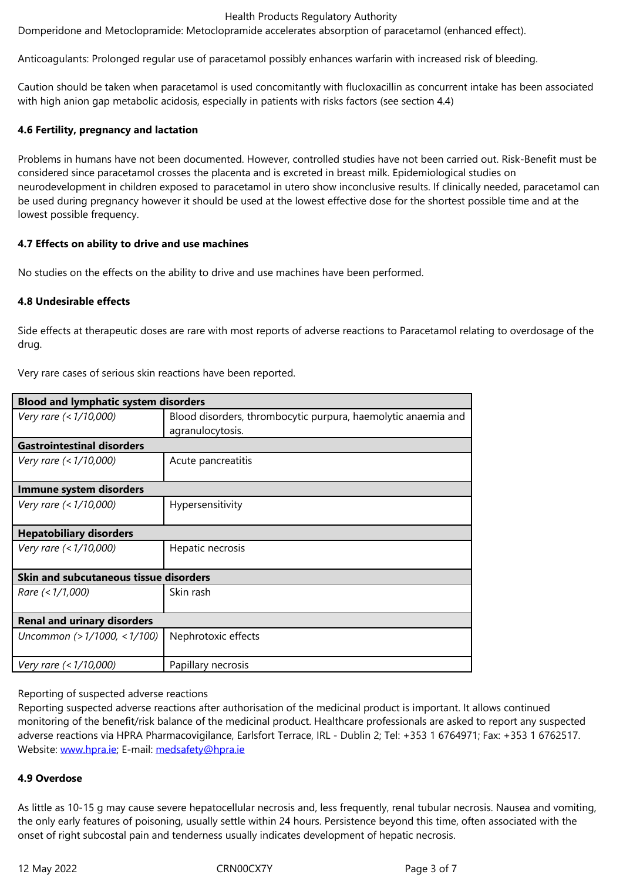Domperidone and Metoclopramide: Metoclopramide accelerates absorption of paracetamol (enhanced effect).

Anticoagulants: Prolonged regular use of paracetamol possibly enhances warfarin with increased risk of bleeding.

Caution should be taken when paracetamol is used concomitantly with flucloxacillin as concurrent intake has been associated with high anion gap metabolic acidosis, especially in patients with risks factors (see section 4.4)

**4.6 Fertility, pregnancy and lactation**

Problems in humans have not been documented. However, controlled studies have not been carried out. Risk-Benefit must be considered since paracetamol crosses the placenta and is excreted in breast milk. Epidemiological studies on neurodevelopment in children exposed to paracetamol in utero show inconclusive results. If clinically needed, paracetamol can be used during pregnancy however it should be used at the lowest effective dose for the shortest possible time and at the lowest possible frequency.

**4.7 Effects on ability to drive and use machines**

No studies on the effects on the ability to drive and use machines have been performed.

**4.8 Undesirable effects**

Side effects at therapeutic doses are rare with most reports of adverse reactions to Paracetamol relating to overdosage of the drug.

Very rare cases of serious skin reactions have been reported.

| **Blood and lymphatic system disorders** | |
|---|---|
| *Very rare (<1/10,000)* | Blood disorders, thrombocytic purpura, haemolytic anaemia and agranulocytosis. |
| **Gastrointestinal disorders** | |
| *Very rare (<1/10,000)* | Acute pancreatitis |
| **Immune system disorders** | |
| *Very rare (<1/10,000)* | Hypersensitivity |
| **Hepatobiliary disorders** | |
| *Very rare (<1/10,000)* | Hepatic necrosis |
| **Skin and subcutaneous tissue disorders** | |
| *Rare (<1/1,000)* | Skin rash |
| **Renal and urinary disorders** | |
| *Uncommon (>1/1000, <1/100)* | Nephrotoxic effects |
| *Very rare (<1/10,000)* | Papillary necrosis |

Reporting of suspected adverse reactions
Reporting suspected adverse reactions after authorisation of the medicinal product is important. It allows continued monitoring of the benefit/risk balance of the medicinal product. Healthcare professionals are asked to report any suspected adverse reactions via HPRA Pharmacovigilance, Earlsfort Terrace, IRL - Dublin 2; Tel: +353 1 6764971; Fax: +353 1 6762517. Website: [www.hpra.ie](www.hpra.ie); E-mail: [medsafety@hpra.ie](mailto:medsafety@hpra.ie)

**4.9 Overdose**

As little as 10-15 g may cause severe hepatocellular necrosis and, less frequently, renal tubular necrosis. Nausea and vomiting, the only early features of poisoning, usually settle within 24 hours. Persistence beyond this time, often associated with the onset of right subcostal pain and tenderness usually indicates development of hepatic necrosis.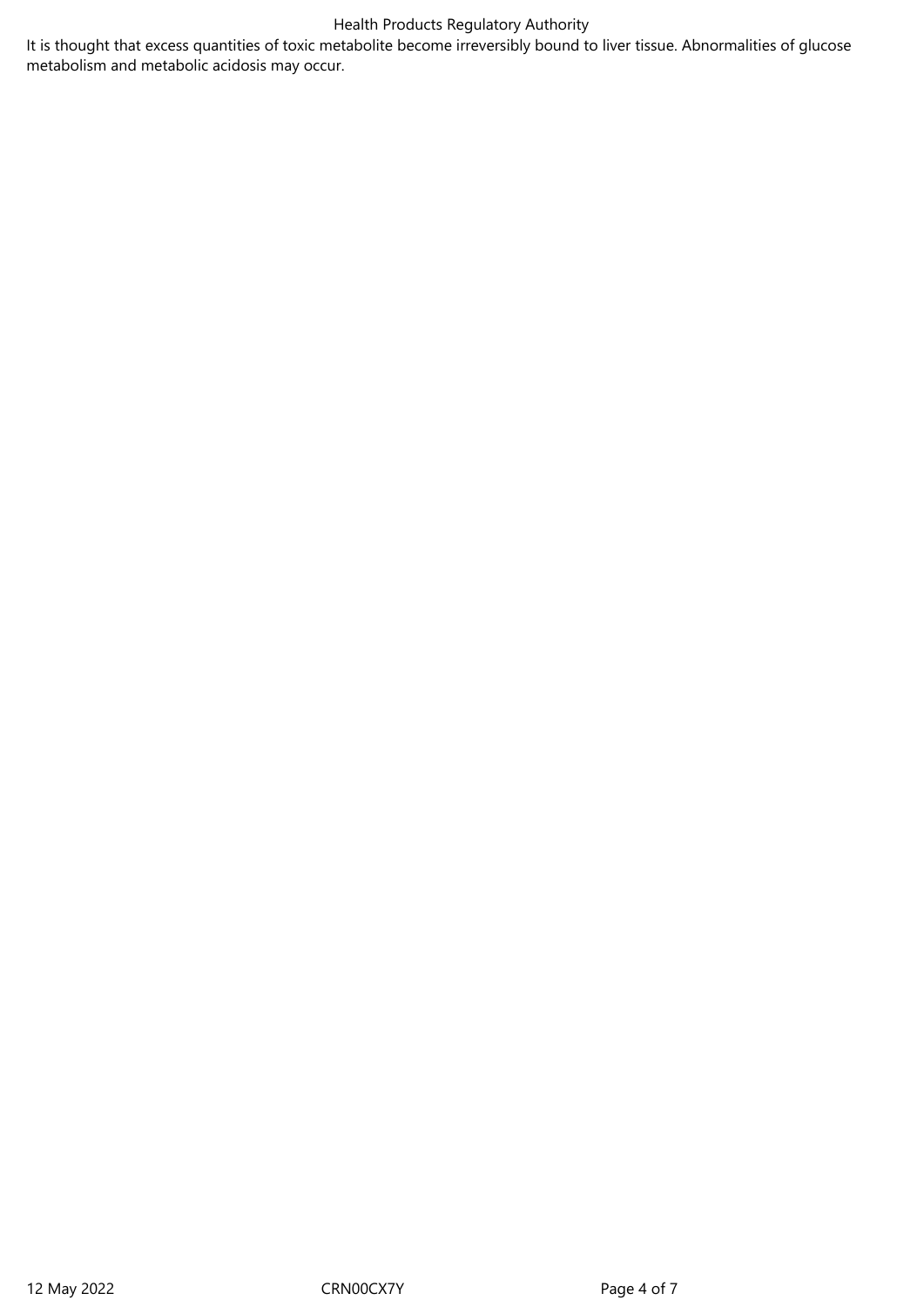It is thought that excess quantities of toxic metabolite become irreversibly bound to liver tissue. Abnormalities of glucose metabolism and metabolic acidosis may occur.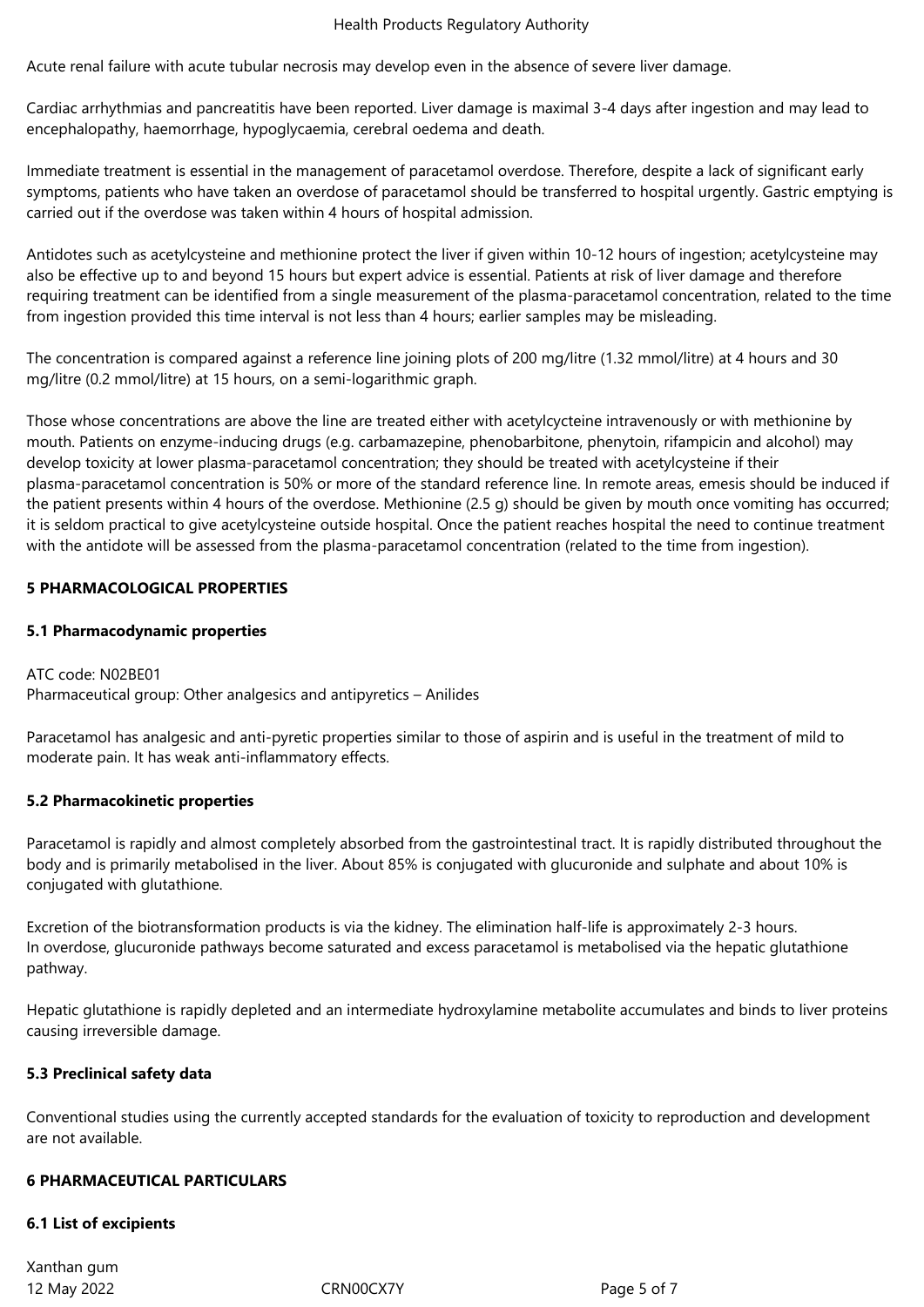Acute renal failure with acute tubular necrosis may develop even in the absence of severe liver damage.

Cardiac arrhythmias and pancreatitis have been reported. Liver damage is maximal 3-4 days after ingestion and may lead to encephalopathy, haemorrhage, hypoglycaemia, cerebral oedema and death.

Immediate treatment is essential in the management of paracetamol overdose. Therefore, despite a lack of significant early symptoms, patients who have taken an overdose of paracetamol should be transferred to hospital urgently. Gastric emptying is carried out if the overdose was taken within 4 hours of hospital admission.

Antidotes such as acetylcysteine and methionine protect the liver if given within 10-12 hours of ingestion; acetylcysteine may also be effective up to and beyond 15 hours but expert advice is essential. Patients at risk of liver damage and therefore requiring treatment can be identified from a single measurement of the plasma-paracetamol concentration, related to the time from ingestion provided this time interval is not less than 4 hours; earlier samples may be misleading.

The concentration is compared against a reference line joining plots of 200 mg/litre (1.32 mmol/litre) at 4 hours and 30 mg/litre (0.2 mmol/litre) at 15 hours, on a semi-logarithmic graph.

Those whose concentrations are above the line are treated either with acetylcycteine intravenously or with methionine by mouth. Patients on enzyme-inducing drugs (e.g. carbamazepine, phenobarbitone, phenytoin, rifampicin and alcohol) may develop toxicity at lower plasma-paracetamol concentration; they should be treated with acetylcysteine if their plasma-paracetamol concentration is 50% or more of the standard reference line. In remote areas, emesis should be induced if the patient presents within 4 hours of the overdose. Methionine (2.5 g) should be given by mouth once vomiting has occurred; it is seldom practical to give acetylcysteine outside hospital. Once the patient reaches hospital the need to continue treatment with the antidote will be assessed from the plasma-paracetamol concentration (related to the time from ingestion).

## 5 PHARMACOLOGICAL PROPERTIES

### 5.1 Pharmacodynamic properties

ATC code: N02BE01
Pharmaceutical group: Other analgesics and antipyretics – Anilides

Paracetamol has analgesic and anti-pyretic properties similar to those of aspirin and is useful in the treatment of mild to moderate pain. It has weak anti-inflammatory effects.

### 5.2 Pharmacokinetic properties

Paracetamol is rapidly and almost completely absorbed from the gastrointestinal tract. It is rapidly distributed throughout the body and is primarily metabolised in the liver. About 85% is conjugated with glucuronide and sulphate and about 10% is conjugated with glutathione.

Excretion of the biotransformation products is via the kidney. The elimination half-life is approximately 2-3 hours.
In overdose, glucuronide pathways become saturated and excess paracetamol is metabolised via the hepatic glutathione pathway.

Hepatic glutathione is rapidly depleted and an intermediate hydroxylamine metabolite accumulates and binds to liver proteins causing irreversible damage.

### 5.3 Preclinical safety data

Conventional studies using the currently accepted standards for the evaluation of toxicity to reproduction and development are not available.

## 6 PHARMACEUTICAL PARTICULARS

### 6.1 List of excipients

Xanthan gum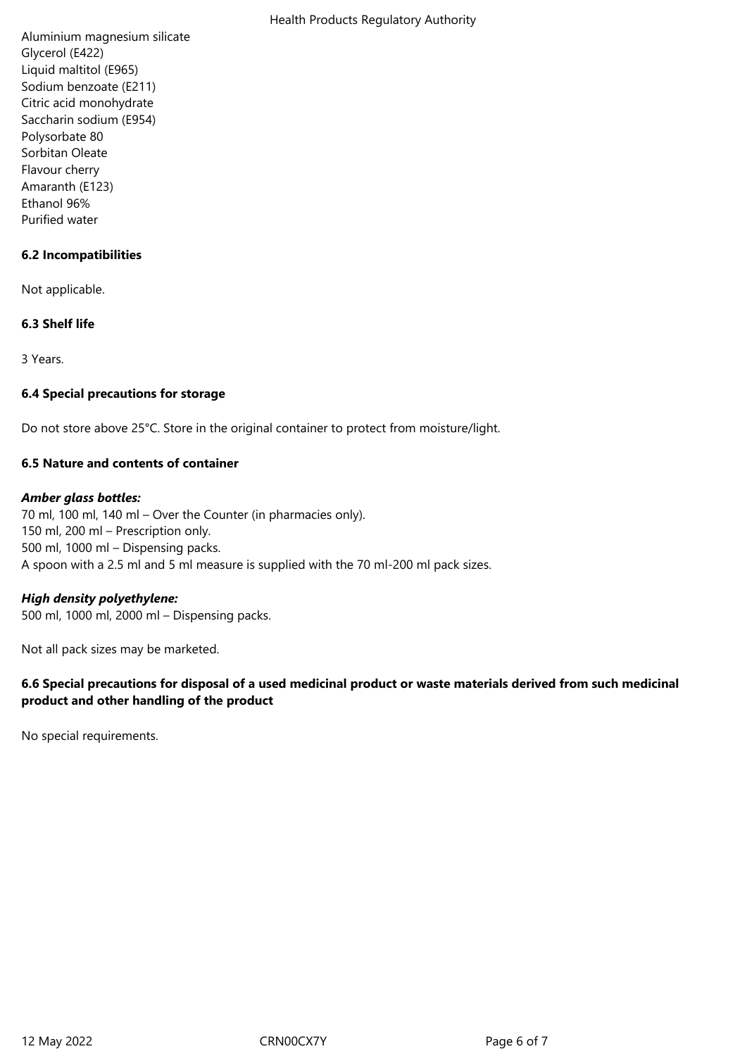Aluminium magnesium silicate
Glycerol (E422)
Liquid maltitol (E965)
Sodium benzoate (E211)
Citric acid monohydrate
Saccharin sodium (E954)
Polysorbate 80
Sorbitan Oleate
Flavour cherry
Amaranth (E123)
Ethanol 96%
Purified water

**6.2 Incompatibilities**

Not applicable.

**6.3 Shelf life**

3 Years.

**6.4 Special precautions for storage**

Do not store above 25°C. Store in the original container to protect from moisture/light.

**6.5 Nature and contents of container**

***Amber glass bottles:***
70 ml, 100 ml, 140 ml – Over the Counter (in pharmacies only).
150 ml, 200 ml – Prescription only.
500 ml, 1000 ml – Dispensing packs.
A spoon with a 2.5 ml and 5 ml measure is supplied with the 70 ml-200 ml pack sizes.

***High density polyethylene:***
500 ml, 1000 ml, 2000 ml – Dispensing packs.

Not all pack sizes may be marketed.

**6.6 Special precautions for disposal of a used medicinal product or waste materials derived from such medicinal product and other handling of the product**

No special requirements.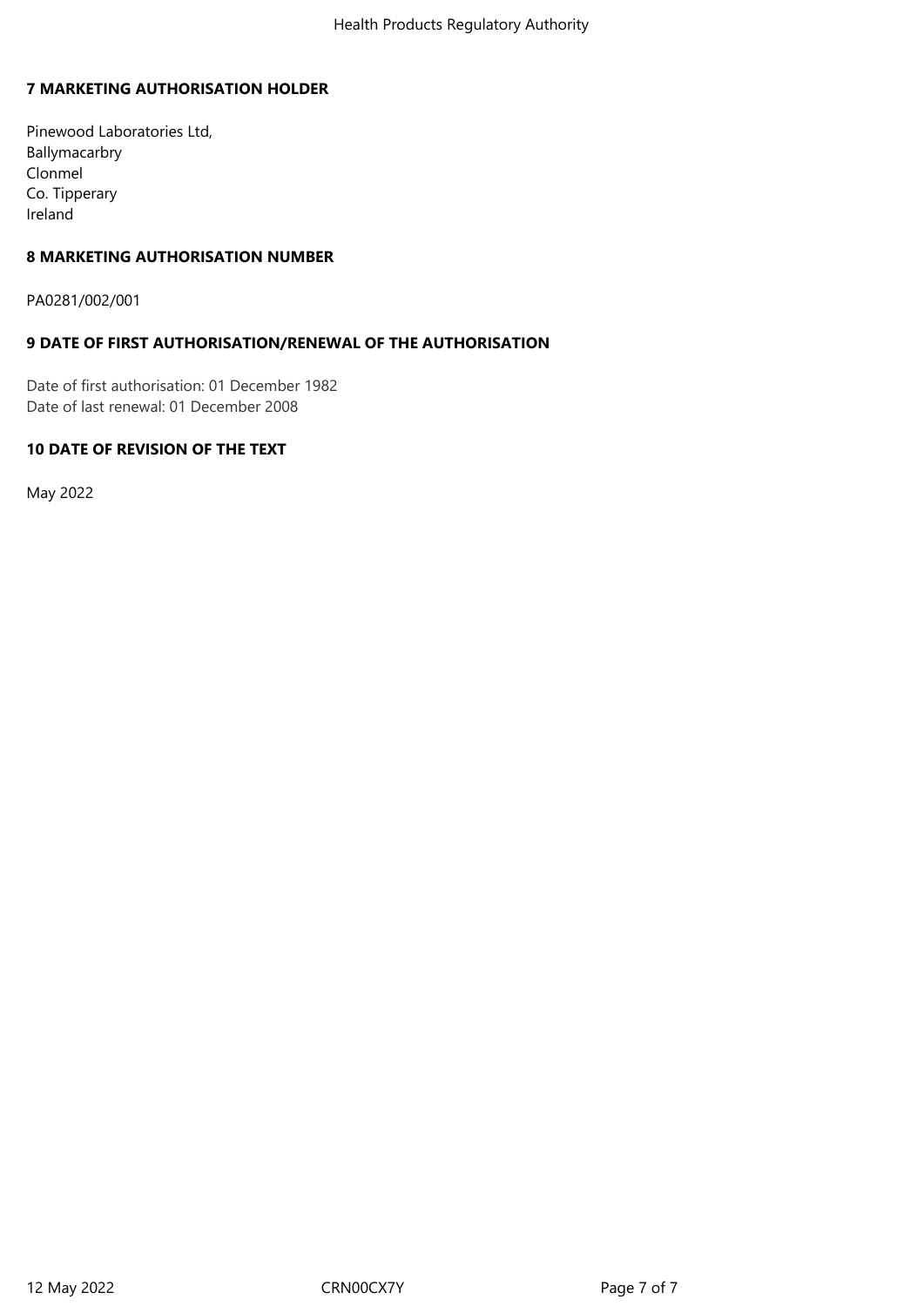## 7 MARKETING AUTHORISATION HOLDER

Pinewood Laboratories Ltd,
Ballymacarbry
Clonmel
Co. Tipperary
Ireland

## 8 MARKETING AUTHORISATION NUMBER

PA0281/002/001

## 9 DATE OF FIRST AUTHORISATION/RENEWAL OF THE AUTHORISATION

Date of first authorisation: 01 December 1982
Date of last renewal: 01 December 2008

## 10 DATE OF REVISION OF THE TEXT

May 2022